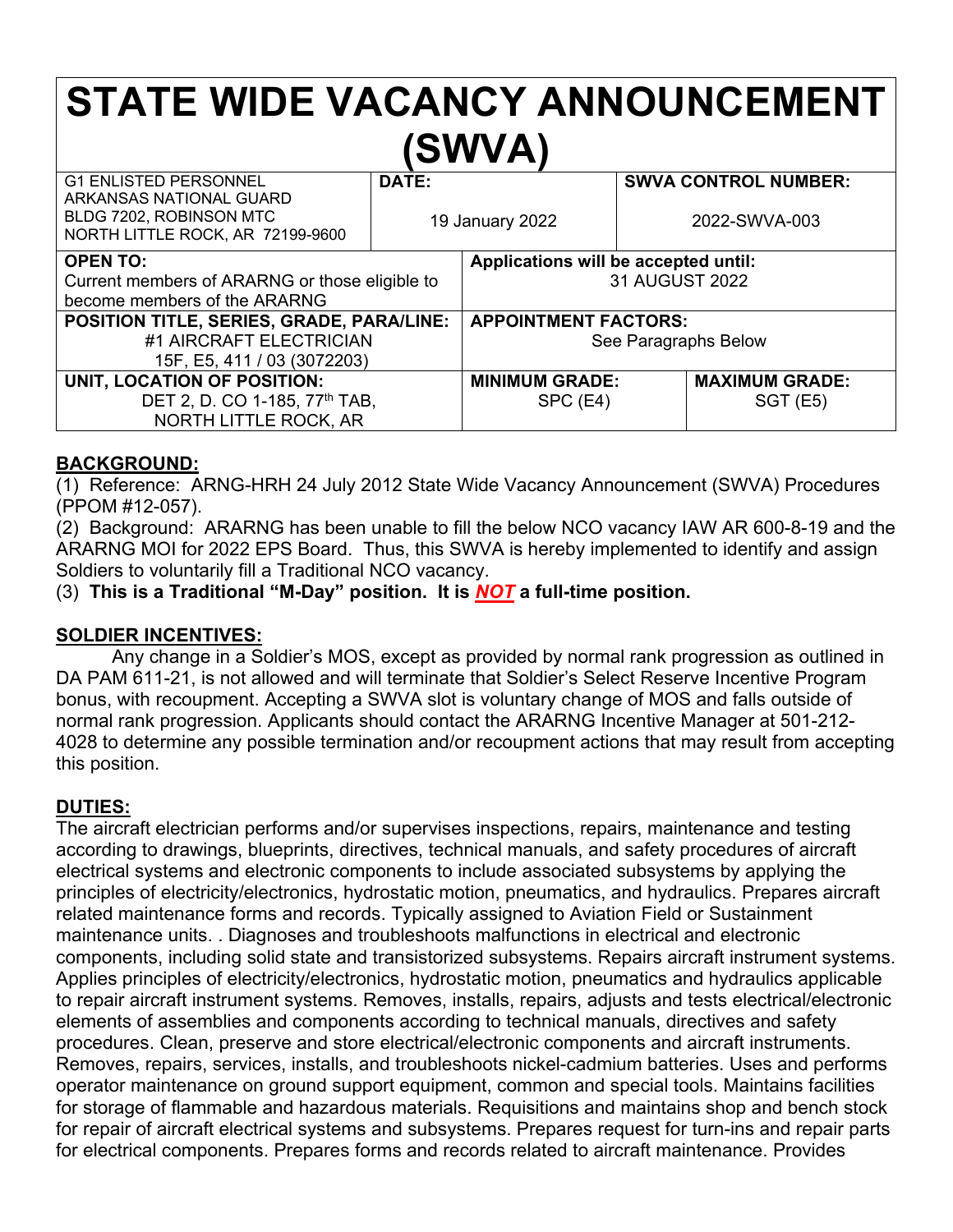# STATE WIDE VACANCY ANNOUNCEMENT (SWVA)

| G1 ENLISTED PERSONNEL<br>ARKANSAS NATIONAL GUARD<br>BLDG 7202, ROBINSON MTC<br>NORTH LITTLE ROCK, AR 72199-9600 | **DATE:**<br>19 January 2022 | **SWVA CONTROL NUMBER:**<br>2022-SWVA-003 |
|---|---|---|
| **OPEN TO:**<br>Current members of ARARNG or those eligible to become members of the ARARNG | **Applications will be accepted until:**<br>31 AUGUST 2022 | |
| **POSITION TITLE, SERIES, GRADE, PARA/LINE:**<br>#1 AIRCRAFT ELECTRICIAN<br>15F, E5, 411 / 03 (3072203) | **APPOINTMENT FACTORS:**<br>See Paragraphs Below | |
| **UNIT, LOCATION OF POSITION:**<br>DET 2, D. CO 1-185, 77th TAB,<br>NORTH LITTLE ROCK, AR | **MINIMUM GRADE:**<br>SPC (E4) | **MAXIMUM GRADE:**<br>SGT (E5) |

## BACKGROUND:

(1) Reference: ARNG-HRH 24 July 2012 State Wide Vacancy Announcement (SWVA) Procedures (PPOM #12-057).

(2) Background: ARARNG has been unable to fill the below NCO vacancy IAW AR 600-8-19 and the ARARNG MOI for 2022 EPS Board. Thus, this SWVA is hereby implemented to identify and assign Soldiers to voluntarily fill a Traditional NCO vacancy.

(3) **This is a Traditional "M-Day" position. It is *NOT* a full-time position.**

## SOLDIER INCENTIVES:

Any change in a Soldier's MOS, except as provided by normal rank progression as outlined in DA PAM 611-21, is not allowed and will terminate that Soldier's Select Reserve Incentive Program bonus, with recoupment. Accepting a SWVA slot is voluntary change of MOS and falls outside of normal rank progression. Applicants should contact the ARARNG Incentive Manager at 501-212-4028 to determine any possible termination and/or recoupment actions that may result from accepting this position.

## DUTIES:

The aircraft electrician performs and/or supervises inspections, repairs, maintenance and testing according to drawings, blueprints, directives, technical manuals, and safety procedures of aircraft electrical systems and electronic components to include associated subsystems by applying the principles of electricity/electronics, hydrostatic motion, pneumatics, and hydraulics. Prepares aircraft related maintenance forms and records. Typically assigned to Aviation Field or Sustainment maintenance units. . Diagnoses and troubleshoots malfunctions in electrical and electronic components, including solid state and transistorized subsystems. Repairs aircraft instrument systems. Applies principles of electricity/electronics, hydrostatic motion, pneumatics and hydraulics applicable to repair aircraft instrument systems. Removes, installs, repairs, adjusts and tests electrical/electronic elements of assemblies and components according to technical manuals, directives and safety procedures. Clean, preserve and store electrical/electronic components and aircraft instruments. Removes, repairs, services, installs, and troubleshoots nickel-cadmium batteries. Uses and performs operator maintenance on ground support equipment, common and special tools. Maintains facilities for storage of flammable and hazardous materials. Requisitions and maintains shop and bench stock for repair of aircraft electrical systems and subsystems. Prepares request for turn-ins and repair parts for electrical components. Prepares forms and records related to aircraft maintenance. Provides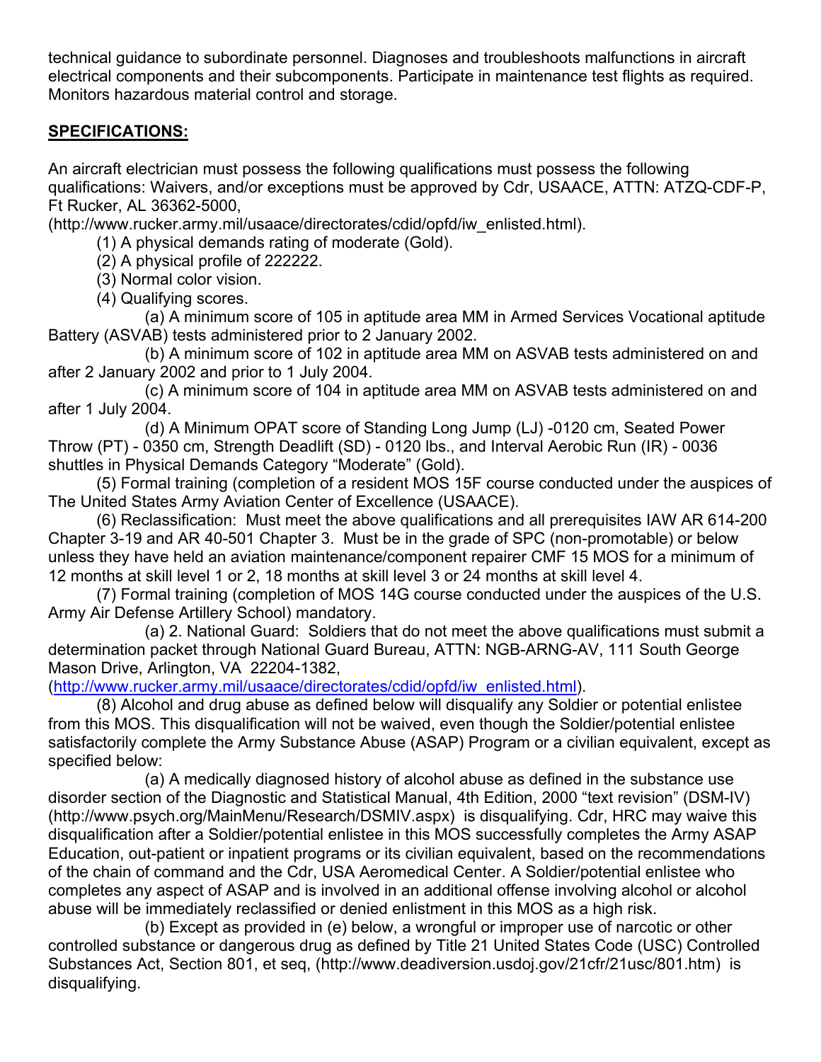technical guidance to subordinate personnel. Diagnoses and troubleshoots malfunctions in aircraft electrical components and their subcomponents. Participate in maintenance test flights as required. Monitors hazardous material control and storage.

**SPECIFICATIONS:**

An aircraft electrician must possess the following qualifications must possess the following qualifications: Waivers, and/or exceptions must be approved by Cdr, USAACE, ATTN: ATZQ-CDF-P, Ft Rucker, AL 36362-5000, (http://www.rucker.army.mil/usaace/directorates/cdid/opfd/iw_enlisted.html).

(1) A physical demands rating of moderate (Gold).

(2) A physical profile of 222222.

(3) Normal color vision.

(4) Qualifying scores.

(a) A minimum score of 105 in aptitude area MM in Armed Services Vocational aptitude Battery (ASVAB) tests administered prior to 2 January 2002.

(b) A minimum score of 102 in aptitude area MM on ASVAB tests administered on and after 2 January 2002 and prior to 1 July 2004.

(c) A minimum score of 104 in aptitude area MM on ASVAB tests administered on and after 1 July 2004.

(d) A Minimum OPAT score of Standing Long Jump (LJ) -0120 cm, Seated Power Throw (PT) - 0350 cm, Strength Deadlift (SD) - 0120 lbs., and Interval Aerobic Run (IR) - 0036 shuttles in Physical Demands Category "Moderate" (Gold).

(5) Formal training (completion of a resident MOS 15F course conducted under the auspices of The United States Army Aviation Center of Excellence (USAACE).

(6) Reclassification: Must meet the above qualifications and all prerequisites IAW AR 614-200 Chapter 3-19 and AR 40-501 Chapter 3. Must be in the grade of SPC (non-promotable) or below unless they have held an aviation maintenance/component repairer CMF 15 MOS for a minimum of 12 months at skill level 1 or 2, 18 months at skill level 3 or 24 months at skill level 4.

(7) Formal training (completion of MOS 14G course conducted under the auspices of the U.S. Army Air Defense Artillery School) mandatory.

(a) 2. National Guard: Soldiers that do not meet the above qualifications must submit a determination packet through National Guard Bureau, ATTN: NGB-ARNG-AV, 111 South George Mason Drive, Arlington, VA 22204-1382, (http://www.rucker.army.mil/usaace/directorates/cdid/opfd/iw_enlisted.html).

(8) Alcohol and drug abuse as defined below will disqualify any Soldier or potential enlistee from this MOS. This disqualification will not be waived, even though the Soldier/potential enlistee satisfactorily complete the Army Substance Abuse (ASAP) Program or a civilian equivalent, except as specified below:

(a) A medically diagnosed history of alcohol abuse as defined in the substance use disorder section of the Diagnostic and Statistical Manual, 4th Edition, 2000 "text revision" (DSM-IV) (http://www.psych.org/MainMenu/Research/DSMIV.aspx) is disqualifying. Cdr, HRC may waive this disqualification after a Soldier/potential enlistee in this MOS successfully completes the Army ASAP Education, out-patient or inpatient programs or its civilian equivalent, based on the recommendations of the chain of command and the Cdr, USA Aeromedical Center. A Soldier/potential enlistee who completes any aspect of ASAP and is involved in an additional offense involving alcohol or alcohol abuse will be immediately reclassified or denied enlistment in this MOS as a high risk.

(b) Except as provided in (e) below, a wrongful or improper use of narcotic or other controlled substance or dangerous drug as defined by Title 21 United States Code (USC) Controlled Substances Act, Section 801, et seq, (http://www.deadiversion.usdoj.gov/21cfr/21usc/801.htm) is disqualifying.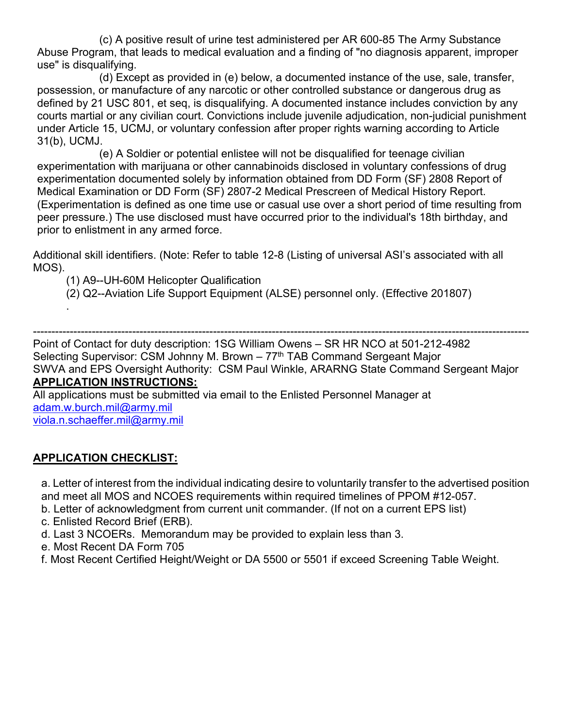(c) A positive result of urine test administered per AR 600-85 The Army Substance Abuse Program, that leads to medical evaluation and a finding of "no diagnosis apparent, improper use" is disqualifying.

(d) Except as provided in (e) below, a documented instance of the use, sale, transfer, possession, or manufacture of any narcotic or other controlled substance or dangerous drug as defined by 21 USC 801, et seq, is disqualifying. A documented instance includes conviction by any courts martial or any civilian court. Convictions include juvenile adjudication, non-judicial punishment under Article 15, UCMJ, or voluntary confession after proper rights warning according to Article 31(b), UCMJ.

(e) A Soldier or potential enlistee will not be disqualified for teenage civilian experimentation with marijuana or other cannabinoids disclosed in voluntary confessions of drug experimentation documented solely by information obtained from DD Form (SF) 2808 Report of Medical Examination or DD Form (SF) 2807-2 Medical Prescreen of Medical History Report. (Experimentation is defined as one time use or casual use over a short period of time resulting from peer pressure.) The use disclosed must have occurred prior to the individual's 18th birthday, and prior to enlistment in any armed force.

Additional skill identifiers. (Note: Refer to table 12-8 (Listing of universal ASI's associated with all MOS).

(1) A9--UH-60M Helicopter Qualification
(2) Q2--Aviation Life Support Equipment (ALSE) personnel only. (Effective 201807)
.

---

Point of Contact for duty description: 1SG William Owens – SR HR NCO at 501-212-4982
Selecting Supervisor: CSM Johnny M. Brown – 77th TAB Command Sergeant Major
SWVA and EPS Oversight Authority: CSM Paul Winkle, ARARNG State Command Sergeant Major

**APPLICATION INSTRUCTIONS:**

All applications must be submitted via email to the Enlisted Personnel Manager at
adam.w.burch.mil@army.mil
viola.n.schaeffer.mil@army.mil

**APPLICATION CHECKLIST:**

a. Letter of interest from the individual indicating desire to voluntarily transfer to the advertised position and meet all MOS and NCOES requirements within required timelines of PPOM #12-057.
b. Letter of acknowledgment from current unit commander. (If not on a current EPS list)
c. Enlisted Record Brief (ERB).
d. Last 3 NCOERs. Memorandum may be provided to explain less than 3.
e. Most Recent DA Form 705
f. Most Recent Certified Height/Weight or DA 5500 or 5501 if exceed Screening Table Weight.